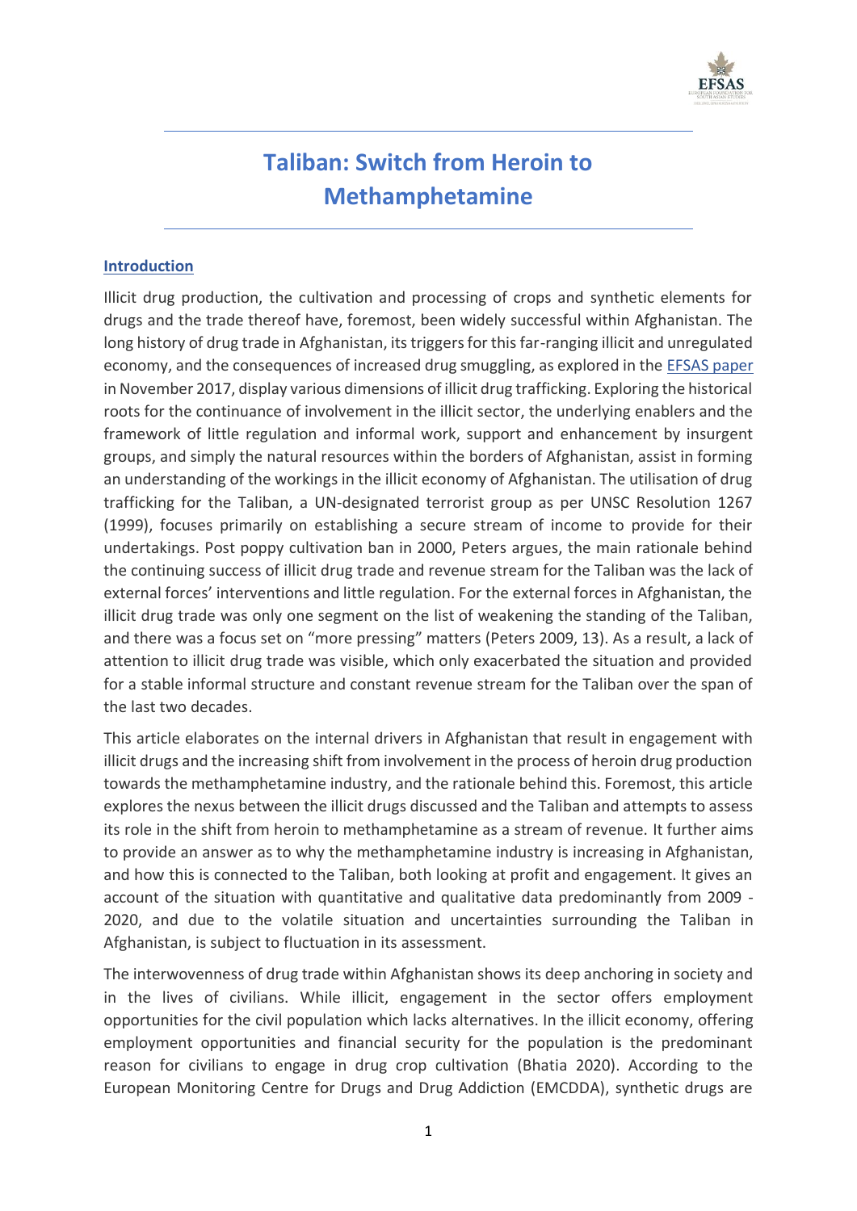# Taliban: Switch from Heroin to Methamphetamine

## Introduction

Illicit drug production, the cultivation and processing of crops and synthetic elements for drugs and the trade thereof have, foremost, been widely successful within Afghanistan. The long history of drug trade in Afghanistan, its triggers for this far-ranging illicit and unregulated economy, and the consequences of increased drug smuggling, as explored in the EFSAS paper in November 2017, display various dimensions of illicit drug trafficking. Exploring the historical roots for the continuance of involvement in the illicit sector, the underlying enablers and the framework of little regulation and informal work, support and enhancement by insurgent groups, and simply the natural resources within the borders of Afghanistan, assist in forming an understanding of the workings in the illicit economy of Afghanistan. The utilisation of drug trafficking for the Taliban, a UN-designated terrorist group as per UNSC Resolution 1267 (1999), focuses primarily on establishing a secure stream of income to provide for their undertakings. Post poppy cultivation ban in 2000, Peters argues, the main rationale behind the continuing success of illicit drug trade and revenue stream for the Taliban was the lack of external forces' interventions and little regulation. For the external forces in Afghanistan, the illicit drug trade was only one segment on the list of weakening the standing of the Taliban, and there was a focus set on "more pressing" matters (Peters 2009, 13). As a result, a lack of attention to illicit drug trade was visible, which only exacerbated the situation and provided for a stable informal structure and constant revenue stream for the Taliban over the span of the last two decades.

This article elaborates on the internal drivers in Afghanistan that result in engagement with illicit drugs and the increasing shift from involvement in the process of heroin drug production towards the methamphetamine industry, and the rationale behind this. Foremost, this article explores the nexus between the illicit drugs discussed and the Taliban and attempts to assess its role in the shift from heroin to methamphetamine as a stream of revenue. It further aims to provide an answer as to why the methamphetamine industry is increasing in Afghanistan, and how this is connected to the Taliban, both looking at profit and engagement. It gives an account of the situation with quantitative and qualitative data predominantly from 2009 - 2020, and due to the volatile situation and uncertainties surrounding the Taliban in Afghanistan, is subject to fluctuation in its assessment.

The interwovenness of drug trade within Afghanistan shows its deep anchoring in society and in the lives of civilians. While illicit, engagement in the sector offers employment opportunities for the civil population which lacks alternatives. In the illicit economy, offering employment opportunities and financial security for the population is the predominant reason for civilians to engage in drug crop cultivation (Bhatia 2020). According to the European Monitoring Centre for Drugs and Drug Addiction (EMCDDA), synthetic drugs are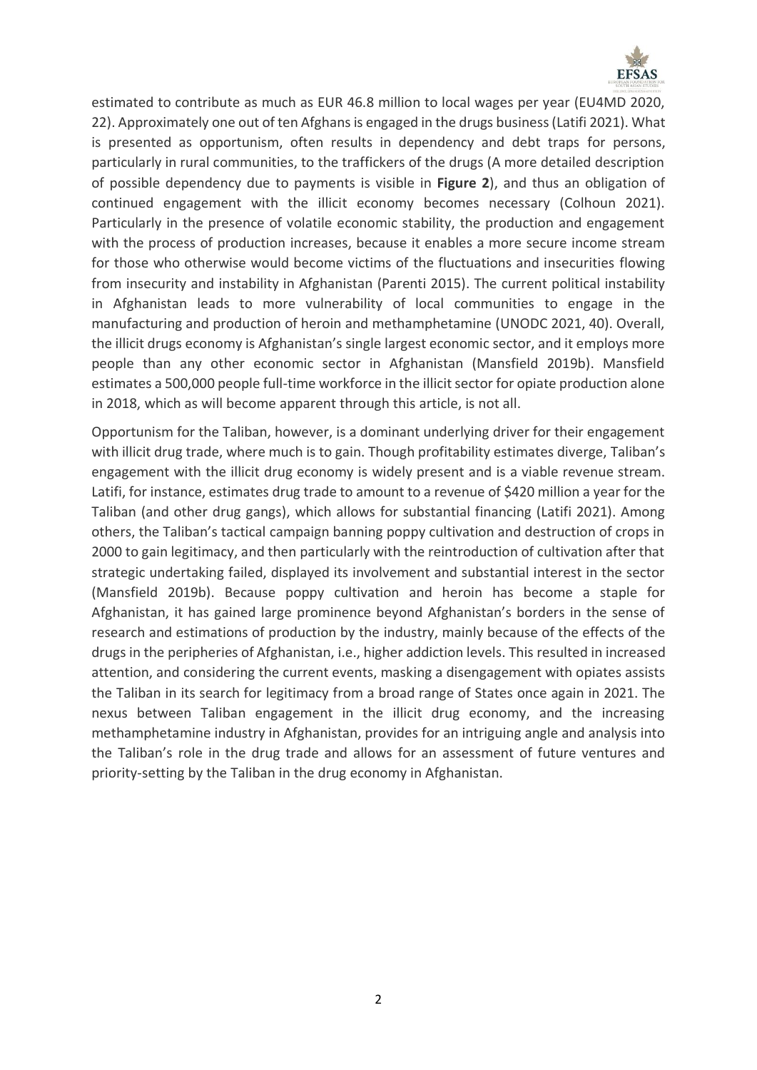estimated to contribute as much as EUR 46.8 million to local wages per year (EU4MD 2020, 22). Approximately one out of ten Afghans is engaged in the drugs business (Latifi 2021). What is presented as opportunism, often results in dependency and debt traps for persons, particularly in rural communities, to the traffickers of the drugs (A more detailed description of possible dependency due to payments is visible in **Figure 2**), and thus an obligation of continued engagement with the illicit economy becomes necessary (Colhoun 2021). Particularly in the presence of volatile economic stability, the production and engagement with the process of production increases, because it enables a more secure income stream for those who otherwise would become victims of the fluctuations and insecurities flowing from insecurity and instability in Afghanistan (Parenti 2015). The current political instability in Afghanistan leads to more vulnerability of local communities to engage in the manufacturing and production of heroin and methamphetamine (UNODC 2021, 40). Overall, the illicit drugs economy is Afghanistan's single largest economic sector, and it employs more people than any other economic sector in Afghanistan (Mansfield 2019b). Mansfield estimates a 500,000 people full-time workforce in the illicit sector for opiate production alone in 2018, which as will become apparent through this article, is not all.

Opportunism for the Taliban, however, is a dominant underlying driver for their engagement with illicit drug trade, where much is to gain. Though profitability estimates diverge, Taliban's engagement with the illicit drug economy is widely present and is a viable revenue stream. Latifi, for instance, estimates drug trade to amount to a revenue of $420 million a year for the Taliban (and other drug gangs), which allows for substantial financing (Latifi 2021). Among others, the Taliban's tactical campaign banning poppy cultivation and destruction of crops in 2000 to gain legitimacy, and then particularly with the reintroduction of cultivation after that strategic undertaking failed, displayed its involvement and substantial interest in the sector (Mansfield 2019b). Because poppy cultivation and heroin has become a staple for Afghanistan, it has gained large prominence beyond Afghanistan's borders in the sense of research and estimations of production by the industry, mainly because of the effects of the drugs in the peripheries of Afghanistan, i.e., higher addiction levels. This resulted in increased attention, and considering the current events, masking a disengagement with opiates assists the Taliban in its search for legitimacy from a broad range of States once again in 2021. The nexus between Taliban engagement in the illicit drug economy, and the increasing methamphetamine industry in Afghanistan, provides for an intriguing angle and analysis into the Taliban's role in the drug trade and allows for an assessment of future ventures and priority-setting by the Taliban in the drug economy in Afghanistan.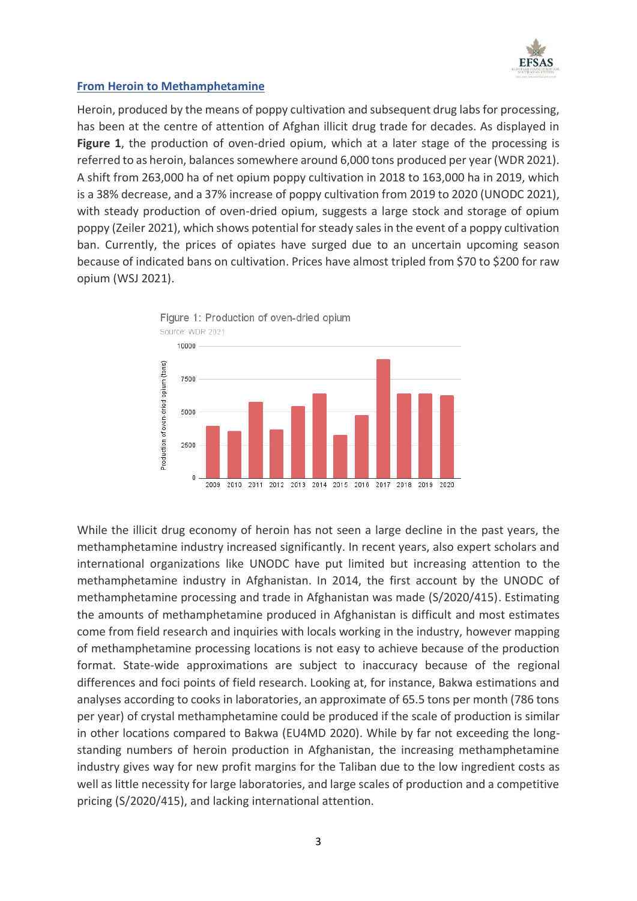## From Heroin to Methamphetamine

Heroin, produced by the means of poppy cultivation and subsequent drug labs for processing, has been at the centre of attention of Afghan illicit drug trade for decades. As displayed in **Figure 1**, the production of oven-dried opium, which at a later stage of the processing is referred to as heroin, balances somewhere around 6,000 tons produced per year (WDR 2021). A shift from 263,000 ha of net opium poppy cultivation in 2018 to 163,000 ha in 2019, which is a 38% decrease, and a 37% increase of poppy cultivation from 2019 to 2020 (UNODC 2021), with steady production of oven-dried opium, suggests a large stock and storage of opium poppy (Zeiler 2021), which shows potential for steady sales in the event of a poppy cultivation ban. Currently, the prices of opiates have surged due to an uncertain upcoming season because of indicated bans on cultivation. Prices have almost tripled from \$70 to \$200 for raw opium (WSJ 2021).

Figure 1: Production of oven-dried opium

Source: WDR 2021

While the illicit drug economy of heroin has not seen a large decline in the past years, the methamphetamine industry increased significantly. In recent years, also expert scholars and international organizations like UNODC have put limited but increasing attention to the methamphetamine industry in Afghanistan. In 2014, the first account by the UNODC of methamphetamine processing and trade in Afghanistan was made (S/2020/415). Estimating the amounts of methamphetamine produced in Afghanistan is difficult and most estimates come from field research and inquiries with locals working in the industry, however mapping of methamphetamine processing locations is not easy to achieve because of the production format. State-wide approximations are subject to inaccuracy because of the regional differences and foci points of field research. Looking at, for instance, Bakwa estimations and analyses according to cooks in laboratories, an approximate of 65.5 tons per month (786 tons per year) of crystal methamphetamine could be produced if the scale of production is similar in other locations compared to Bakwa (EU4MD 2020). While by far not exceeding the long-standing numbers of heroin production in Afghanistan, the increasing methamphetamine industry gives way for new profit margins for the Taliban due to the low ingredient costs as well as little necessity for large laboratories, and large scales of production and a competitive pricing (S/2020/415), and lacking international attention.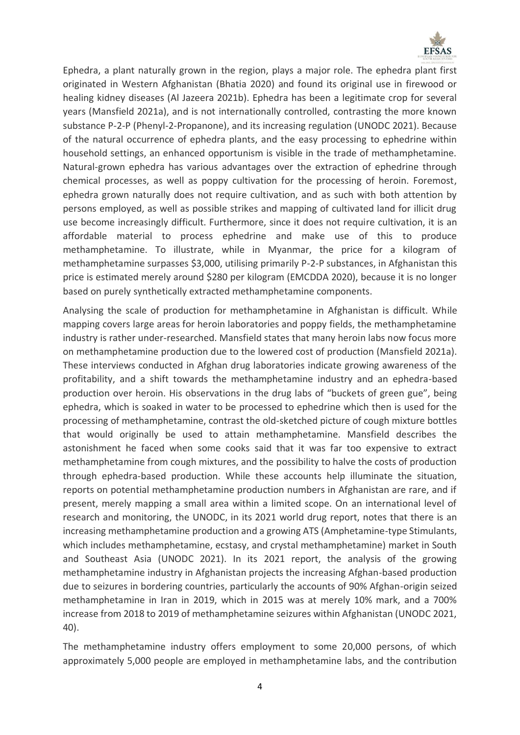Ephedra, a plant naturally grown in the region, plays a major role. The ephedra plant first originated in Western Afghanistan (Bhatia 2020) and found its original use in firewood or healing kidney diseases (Al Jazeera 2021b). Ephedra has been a legitimate crop for several years (Mansfield 2021a), and is not internationally controlled, contrasting the more known substance P-2-P (Phenyl-2-Propanone), and its increasing regulation (UNODC 2021). Because of the natural occurrence of ephedra plants, and the easy processing to ephedrine within household settings, an enhanced opportunism is visible in the trade of methamphetamine. Natural-grown ephedra has various advantages over the extraction of ephedrine through chemical processes, as well as poppy cultivation for the processing of heroin. Foremost, ephedra grown naturally does not require cultivation, and as such with both attention by persons employed, as well as possible strikes and mapping of cultivated land for illicit drug use become increasingly difficult. Furthermore, since it does not require cultivation, it is an affordable material to process ephedrine and make use of this to produce methamphetamine. To illustrate, while in Myanmar, the price for a kilogram of methamphetamine surpasses $3,000, utilising primarily P-2-P substances, in Afghanistan this price is estimated merely around $280 per kilogram (EMCDDA 2020), because it is no longer based on purely synthetically extracted methamphetamine components.

Analysing the scale of production for methamphetamine in Afghanistan is difficult. While mapping covers large areas for heroin laboratories and poppy fields, the methamphetamine industry is rather under-researched. Mansfield states that many heroin labs now focus more on methamphetamine production due to the lowered cost of production (Mansfield 2021a). These interviews conducted in Afghan drug laboratories indicate growing awareness of the profitability, and a shift towards the methamphetamine industry and an ephedra-based production over heroin. His observations in the drug labs of "buckets of green gue", being ephedra, which is soaked in water to be processed to ephedrine which then is used for the processing of methamphetamine, contrast the old-sketched picture of cough mixture bottles that would originally be used to attain methamphetamine. Mansfield describes the astonishment he faced when some cooks said that it was far too expensive to extract methamphetamine from cough mixtures, and the possibility to halve the costs of production through ephedra-based production. While these accounts help illuminate the situation, reports on potential methamphetamine production numbers in Afghanistan are rare, and if present, merely mapping a small area within a limited scope. On an international level of research and monitoring, the UNODC, in its 2021 world drug report, notes that there is an increasing methamphetamine production and a growing ATS (Amphetamine-type Stimulants, which includes methamphetamine, ecstasy, and crystal methamphetamine) market in South and Southeast Asia (UNODC 2021). In its 2021 report, the analysis of the growing methamphetamine industry in Afghanistan projects the increasing Afghan-based production due to seizures in bordering countries, particularly the accounts of 90% Afghan-origin seized methamphetamine in Iran in 2019, which in 2015 was at merely 10% mark, and a 700% increase from 2018 to 2019 of methamphetamine seizures within Afghanistan (UNODC 2021, 40).

The methamphetamine industry offers employment to some 20,000 persons, of which approximately 5,000 people are employed in methamphetamine labs, and the contribution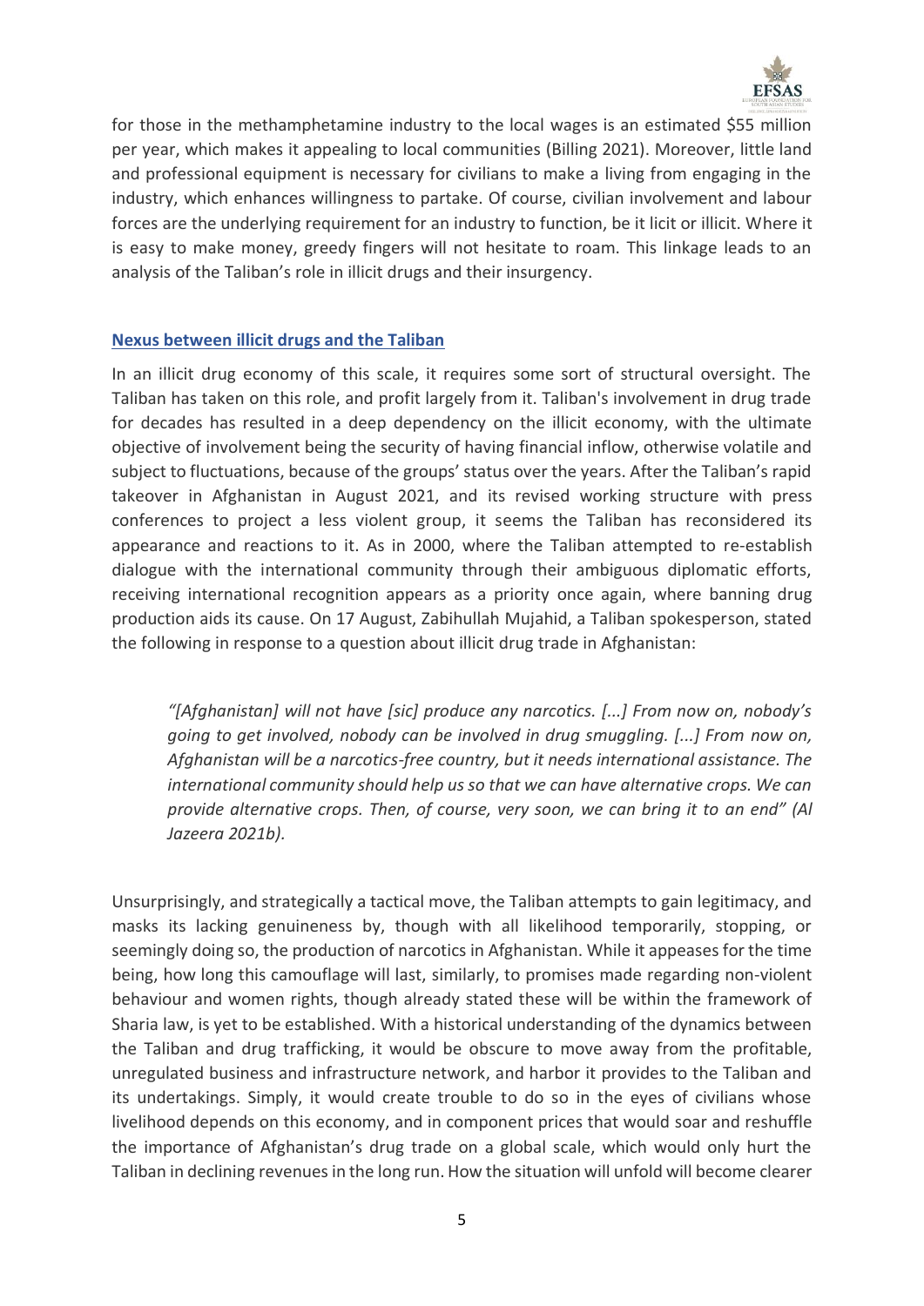for those in the methamphetamine industry to the local wages is an estimated $55 million per year, which makes it appealing to local communities (Billing 2021). Moreover, little land and professional equipment is necessary for civilians to make a living from engaging in the industry, which enhances willingness to partake. Of course, civilian involvement and labour forces are the underlying requirement for an industry to function, be it licit or illicit. Where it is easy to make money, greedy fingers will not hesitate to roam. This linkage leads to an analysis of the Taliban's role in illicit drugs and their insurgency.

## Nexus between illicit drugs and the Taliban

In an illicit drug economy of this scale, it requires some sort of structural oversight. The Taliban has taken on this role, and profit largely from it. Taliban's involvement in drug trade for decades has resulted in a deep dependency on the illicit economy, with the ultimate objective of involvement being the security of having financial inflow, otherwise volatile and subject to fluctuations, because of the groups' status over the years. After the Taliban's rapid takeover in Afghanistan in August 2021, and its revised working structure with press conferences to project a less violent group, it seems the Taliban has reconsidered its appearance and reactions to it. As in 2000, where the Taliban attempted to re-establish dialogue with the international community through their ambiguous diplomatic efforts, receiving international recognition appears as a priority once again, where banning drug production aids its cause. On 17 August, Zabihullah Mujahid, a Taliban spokesperson, stated the following in response to a question about illicit drug trade in Afghanistan:

> *"[Afghanistan] will not have [sic] produce any narcotics. [...] From now on, nobody's going to get involved, nobody can be involved in drug smuggling. [...] From now on, Afghanistan will be a narcotics-free country, but it needs international assistance. The international community should help us so that we can have alternative crops. We can provide alternative crops. Then, of course, very soon, we can bring it to an end" (Al Jazeera 2021b).*

Unsurprisingly, and strategically a tactical move, the Taliban attempts to gain legitimacy, and masks its lacking genuineness by, though with all likelihood temporarily, stopping, or seemingly doing so, the production of narcotics in Afghanistan. While it appeases for the time being, how long this camouflage will last, similarly, to promises made regarding non-violent behaviour and women rights, though already stated these will be within the framework of Sharia law, is yet to be established. With a historical understanding of the dynamics between the Taliban and drug trafficking, it would be obscure to move away from the profitable, unregulated business and infrastructure network, and harbor it provides to the Taliban and its undertakings. Simply, it would create trouble to do so in the eyes of civilians whose livelihood depends on this economy, and in component prices that would soar and reshuffle the importance of Afghanistan's drug trade on a global scale, which would only hurt the Taliban in declining revenues in the long run. How the situation will unfold will become clearer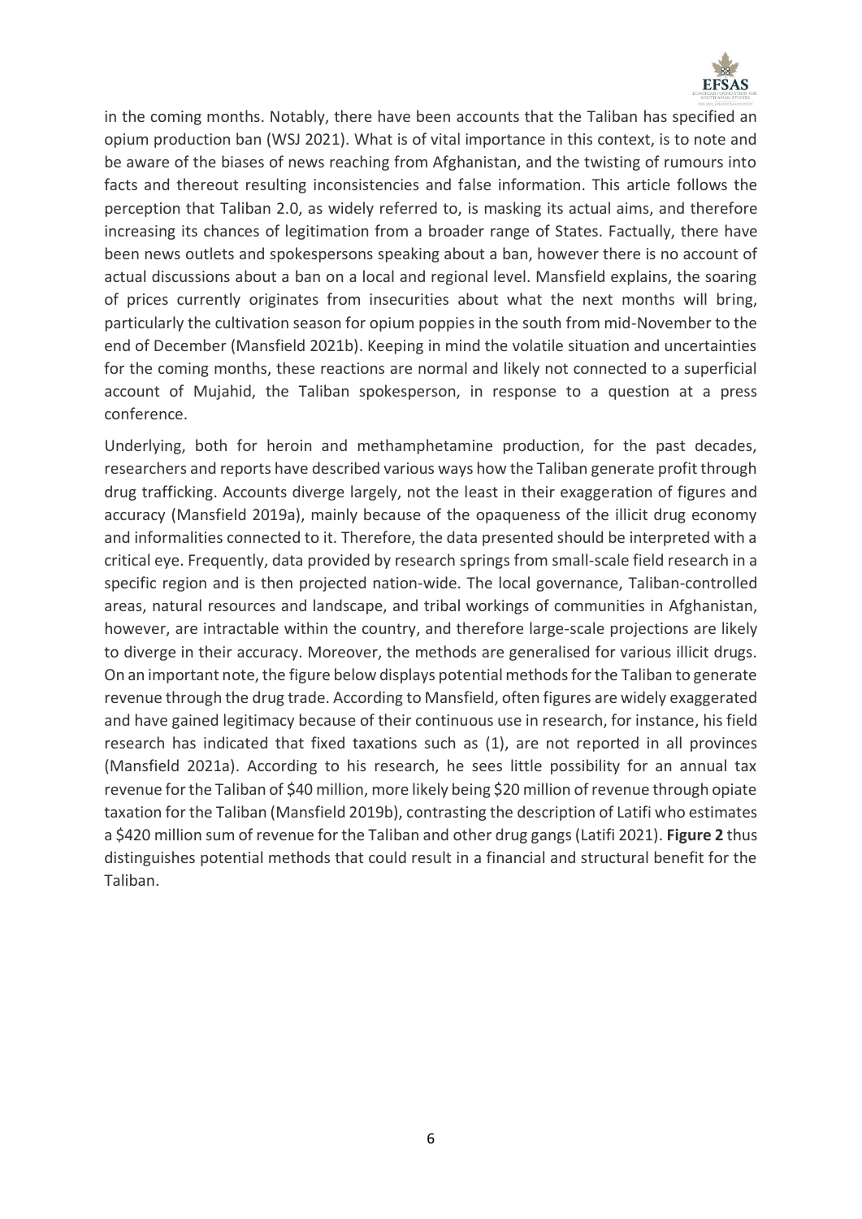in the coming months. Notably, there have been accounts that the Taliban has specified an opium production ban (WSJ 2021). What is of vital importance in this context, is to note and be aware of the biases of news reaching from Afghanistan, and the twisting of rumours into facts and thereout resulting inconsistencies and false information. This article follows the perception that Taliban 2.0, as widely referred to, is masking its actual aims, and therefore increasing its chances of legitimation from a broader range of States. Factually, there have been news outlets and spokespersons speaking about a ban, however there is no account of actual discussions about a ban on a local and regional level. Mansfield explains, the soaring of prices currently originates from insecurities about what the next months will bring, particularly the cultivation season for opium poppies in the south from mid-November to the end of December (Mansfield 2021b). Keeping in mind the volatile situation and uncertainties for the coming months, these reactions are normal and likely not connected to a superficial account of Mujahid, the Taliban spokesperson, in response to a question at a press conference.

Underlying, both for heroin and methamphetamine production, for the past decades, researchers and reports have described various ways how the Taliban generate profit through drug trafficking. Accounts diverge largely, not the least in their exaggeration of figures and accuracy (Mansfield 2019a), mainly because of the opaqueness of the illicit drug economy and informalities connected to it. Therefore, the data presented should be interpreted with a critical eye. Frequently, data provided by research springs from small-scale field research in a specific region and is then projected nation-wide. The local governance, Taliban-controlled areas, natural resources and landscape, and tribal workings of communities in Afghanistan, however, are intractable within the country, and therefore large-scale projections are likely to diverge in their accuracy. Moreover, the methods are generalised for various illicit drugs. On an important note, the figure below displays potential methods for the Taliban to generate revenue through the drug trade. According to Mansfield, often figures are widely exaggerated and have gained legitimacy because of their continuous use in research, for instance, his field research has indicated that fixed taxations such as (1), are not reported in all provinces (Mansfield 2021a). According to his research, he sees little possibility for an annual tax revenue for the Taliban of $40 million, more likely being $20 million of revenue through opiate taxation for the Taliban (Mansfield 2019b), contrasting the description of Latifi who estimates a $420 million sum of revenue for the Taliban and other drug gangs (Latifi 2021). **Figure 2** thus distinguishes potential methods that could result in a financial and structural benefit for the Taliban.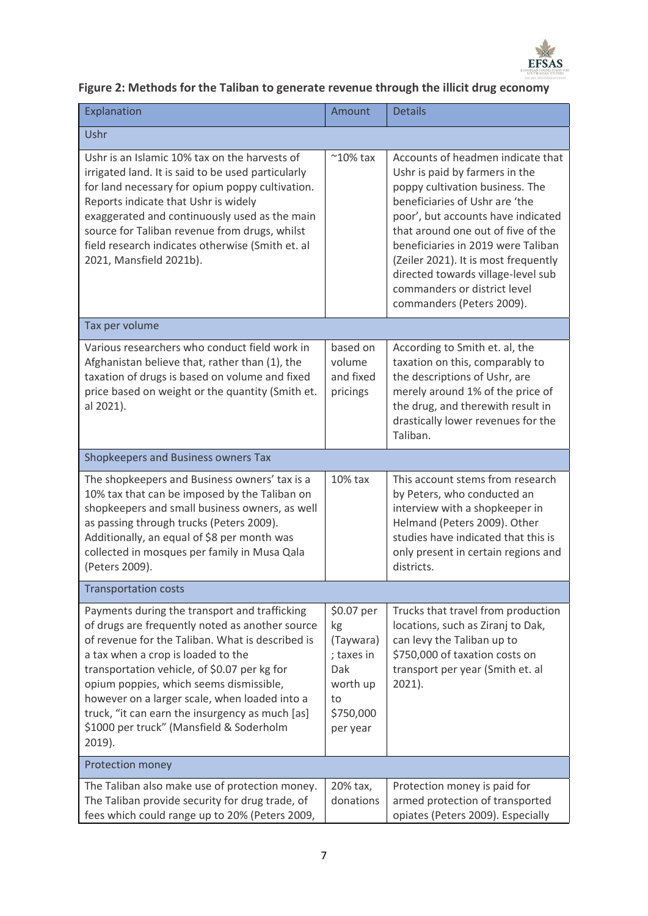**Figure 2: Methods for the Taliban to generate revenue through the illicit drug economy**

| Explanation | Amount | Details |
|---|---|---|
| Ushr | | |
| Ushr is an Islamic 10% tax on the harvests of irrigated land. It is said to be used particularly for land necessary for opium poppy cultivation. Reports indicate that Ushr is widely exaggerated and continuously used as the main source for Taliban revenue from drugs, whilst field research indicates otherwise (Smith et. al 2021, Mansfield 2021b). | ~10% tax | Accounts of headmen indicate that Ushr is paid by farmers in the poppy cultivation business. The beneficiaries of Ushr are 'the poor', but accounts have indicated that around one out of five of the beneficiaries in 2019 were Taliban (Zeiler 2021). It is most frequently directed towards village-level sub commanders or district level commanders (Peters 2009). |
| Tax per volume | | |
| Various researchers who conduct field work in Afghanistan believe that, rather than (1), the taxation of drugs is based on volume and fixed price based on weight or the quantity (Smith et. al 2021). | based on volume and fixed pricings | According to Smith et. al, the taxation on this, comparably to the descriptions of Ushr, are merely around 1% of the price of the drug, and therewith result in drastically lower revenues for the Taliban. |
| Shopkeepers and Business owners Tax | | |
| The shopkeepers and Business owners' tax is a 10% tax that can be imposed by the Taliban on shopkeepers and small business owners, as well as passing through trucks (Peters 2009). Additionally, an equal of $8 per month was collected in mosques per family in Musa Qala (Peters 2009). | 10% tax | This account stems from research by Peters, who conducted an interview with a shopkeeper in Helmand (Peters 2009). Other studies have indicated that this is only present in certain regions and districts. |
| Transportation costs | | |
| Payments during the transport and trafficking of drugs are frequently noted as another source of revenue for the Taliban. What is described is a tax when a crop is loaded to the transportation vehicle, of $0.07 per kg for opium poppies, which seems dismissible, however on a larger scale, when loaded into a truck, "it can earn the insurgency as much [as] $1000 per truck" (Mansfield & Soderholm 2019). | $0.07 per kg (Taywara) ; taxes in Dak worth up to $750,000 per year | Trucks that travel from production locations, such as Ziranj to Dak, can levy the Taliban up to $750,000 of taxation costs on transport per year (Smith et. al 2021). |
| Protection money | | |
| The Taliban also make use of protection money. The Taliban provide security for drug trade, of fees which could range up to 20% (Peters 2009, | 20% tax, donations | Protection money is paid for armed protection of transported opiates (Peters 2009). Especially |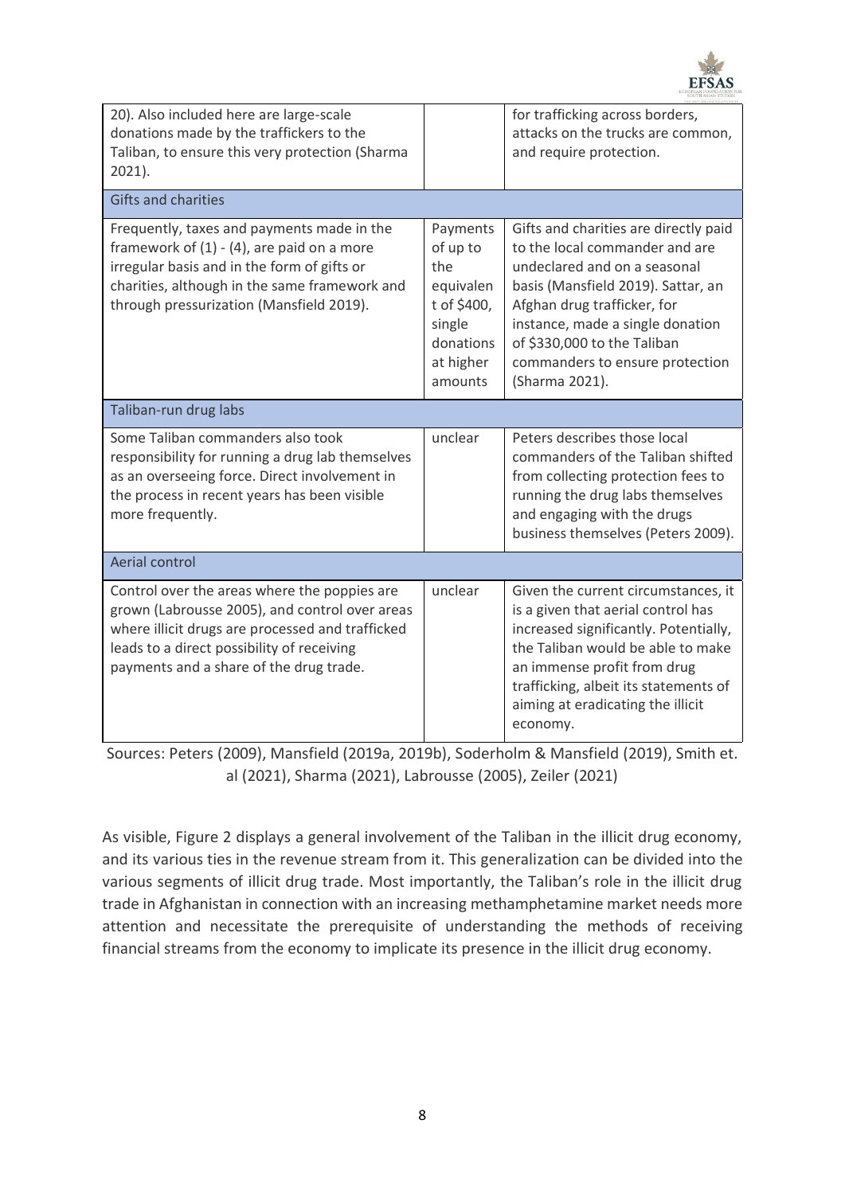| | | |
|---|---|---|
| 20). Also included here are large-scale donations made by the traffickers to the Taliban, to ensure this very protection (Sharma 2021). | | for trafficking across borders, attacks on the trucks are common, and require protection. |
| Gifts and charities | | |
| Frequently, taxes and payments made in the framework of (1) - (4), are paid on a more irregular basis and in the form of gifts or charities, although in the same framework and through pressurization (Mansfield 2019). | Payments of up to the equivalent of $400, single donations at higher amounts | Gifts and charities are directly paid to the local commander and are undeclared and on a seasonal basis (Mansfield 2019). Sattar, an Afghan drug trafficker, for instance, made a single donation of $330,000 to the Taliban commanders to ensure protection (Sharma 2021). |
| Taliban-run drug labs | | |
| Some Taliban commanders also took responsibility for running a drug lab themselves as an overseeing force. Direct involvement in the process in recent years has been visible more frequently. | unclear | Peters describes those local commanders of the Taliban shifted from collecting protection fees to running the drug labs themselves and engaging with the drugs business themselves (Peters 2009). |
| Aerial control | | |
| Control over the areas where the poppies are grown (Labrousse 2005), and control over areas where illicit drugs are processed and trafficked leads to a direct possibility of receiving payments and a share of the drug trade. | unclear | Given the current circumstances, it is a given that aerial control has increased significantly. Potentially, the Taliban would be able to make an immense profit from drug trafficking, albeit its statements of aiming at eradicating the illicit economy. |

Sources: Peters (2009), Mansfield (2019a, 2019b), Soderholm & Mansfield (2019), Smith et. al (2021), Sharma (2021), Labrousse (2005), Zeiler (2021)

As visible, Figure 2 displays a general involvement of the Taliban in the illicit drug economy, and its various ties in the revenue stream from it. This generalization can be divided into the various segments of illicit drug trade. Most importantly, the Taliban's role in the illicit drug trade in Afghanistan in connection with an increasing methamphetamine market needs more attention and necessitate the prerequisite of understanding the methods of receiving financial streams from the economy to implicate its presence in the illicit drug economy.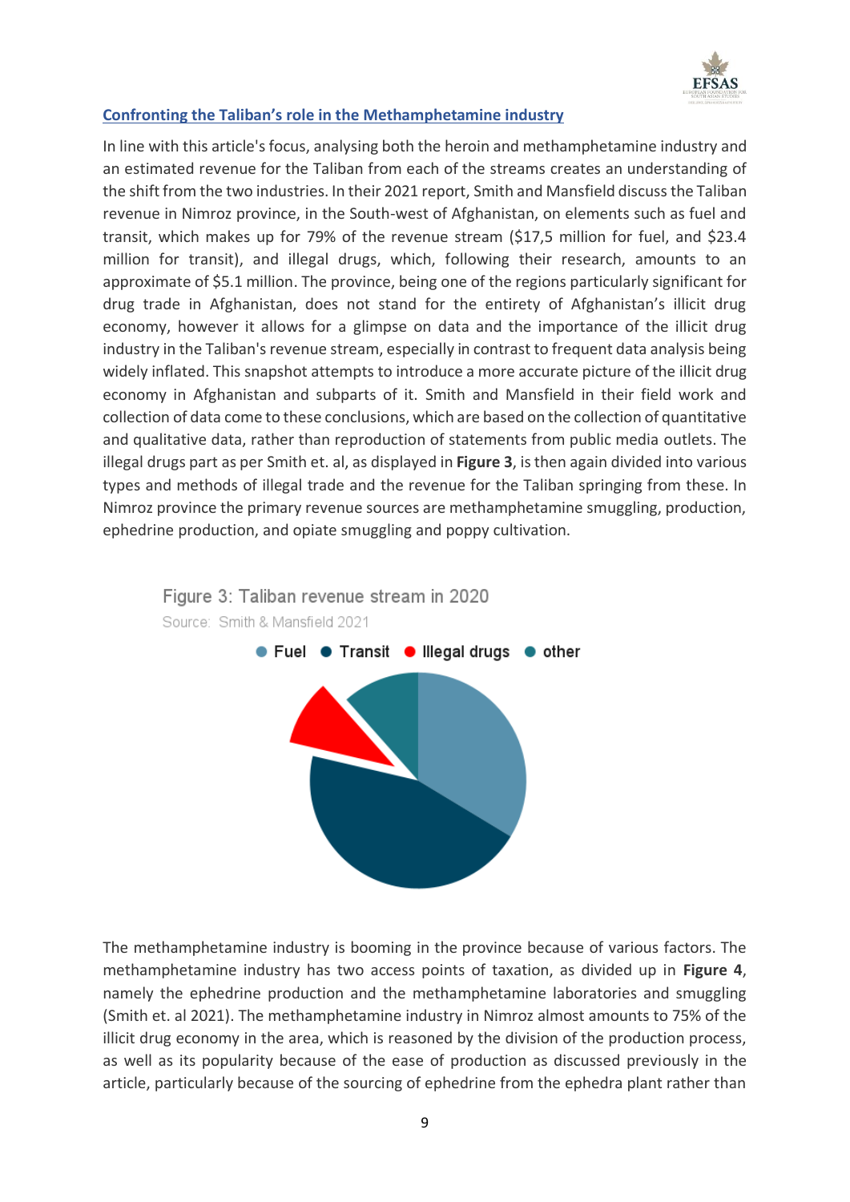## Confronting the Taliban's role in the Methamphetamine industry

In line with this article's focus, analysing both the heroin and methamphetamine industry and an estimated revenue for the Taliban from each of the streams creates an understanding of the shift from the two industries. In their 2021 report, Smith and Mansfield discuss the Taliban revenue in Nimroz province, in the South-west of Afghanistan, on elements such as fuel and transit, which makes up for 79% of the revenue stream ($17,5 million for fuel, and $23.4 million for transit), and illegal drugs, which, following their research, amounts to an approximate of $5.1 million. The province, being one of the regions particularly significant for drug trade in Afghanistan, does not stand for the entirety of Afghanistan's illicit drug economy, however it allows for a glimpse on data and the importance of the illicit drug industry in the Taliban's revenue stream, especially in contrast to frequent data analysis being widely inflated. This snapshot attempts to introduce a more accurate picture of the illicit drug economy in Afghanistan and subparts of it. Smith and Mansfield in their field work and collection of data come to these conclusions, which are based on the collection of quantitative and qualitative data, rather than reproduction of statements from public media outlets. The illegal drugs part as per Smith et. al, as displayed in **Figure 3**, is then again divided into various types and methods of illegal trade and the revenue for the Taliban springing from these. In Nimroz province the primary revenue sources are methamphetamine smuggling, production, ephedrine production, and opiate smuggling and poppy cultivation.

Figure 3: Taliban revenue stream in 2020

Source: Smith & Mansfield 2021

Fuel | Transit | Illegal drugs | other

The methamphetamine industry is booming in the province because of various factors. The methamphetamine industry has two access points of taxation, as divided up in **Figure 4**, namely the ephedrine production and the methamphetamine laboratories and smuggling (Smith et. al 2021). The methamphetamine industry in Nimroz almost amounts to 75% of the illicit drug economy in the area, which is reasoned by the division of the production process, as well as its popularity because of the ease of production as discussed previously in the article, particularly because of the sourcing of ephedrine from the ephedra plant rather than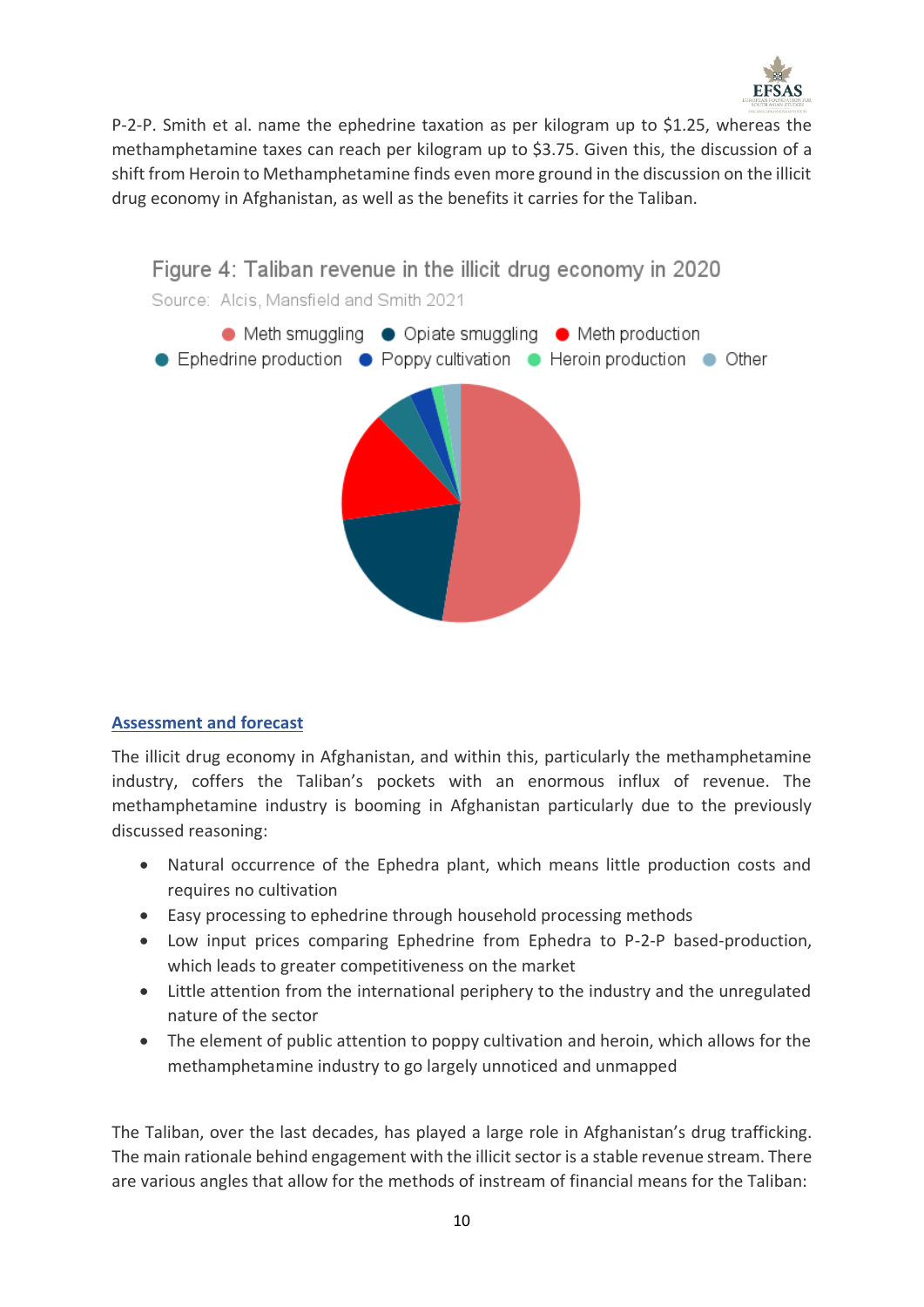P-2-P. Smith et al. name the ephedrine taxation as per kilogram up to $1.25, whereas the methamphetamine taxes can reach per kilogram up to $3.75. Given this, the discussion of a shift from Heroin to Methamphetamine finds even more ground in the discussion on the illicit drug economy in Afghanistan, as well as the benefits it carries for the Taliban.

Figure 4: Taliban revenue in the illicit drug economy in 2020

Source: Alcis, Mansfield and Smith 2021

Meth smuggling, Opiate smuggling, Meth production, Ephedrine production, Poppy cultivation, Heroin production, Other

## Assessment and forecast

The illicit drug economy in Afghanistan, and within this, particularly the methamphetamine industry, coffers the Taliban's pockets with an enormous influx of revenue. The methamphetamine industry is booming in Afghanistan particularly due to the previously discussed reasoning:

- Natural occurrence of the Ephedra plant, which means little production costs and requires no cultivation
- Easy processing to ephedrine through household processing methods
- Low input prices comparing Ephedrine from Ephedra to P-2-P based-production, which leads to greater competitiveness on the market
- Little attention from the international periphery to the industry and the unregulated nature of the sector
- The element of public attention to poppy cultivation and heroin, which allows for the methamphetamine industry to go largely unnoticed and unmapped

The Taliban, over the last decades, has played a large role in Afghanistan's drug trafficking. The main rationale behind engagement with the illicit sector is a stable revenue stream. There are various angles that allow for the methods of instream of financial means for the Taliban: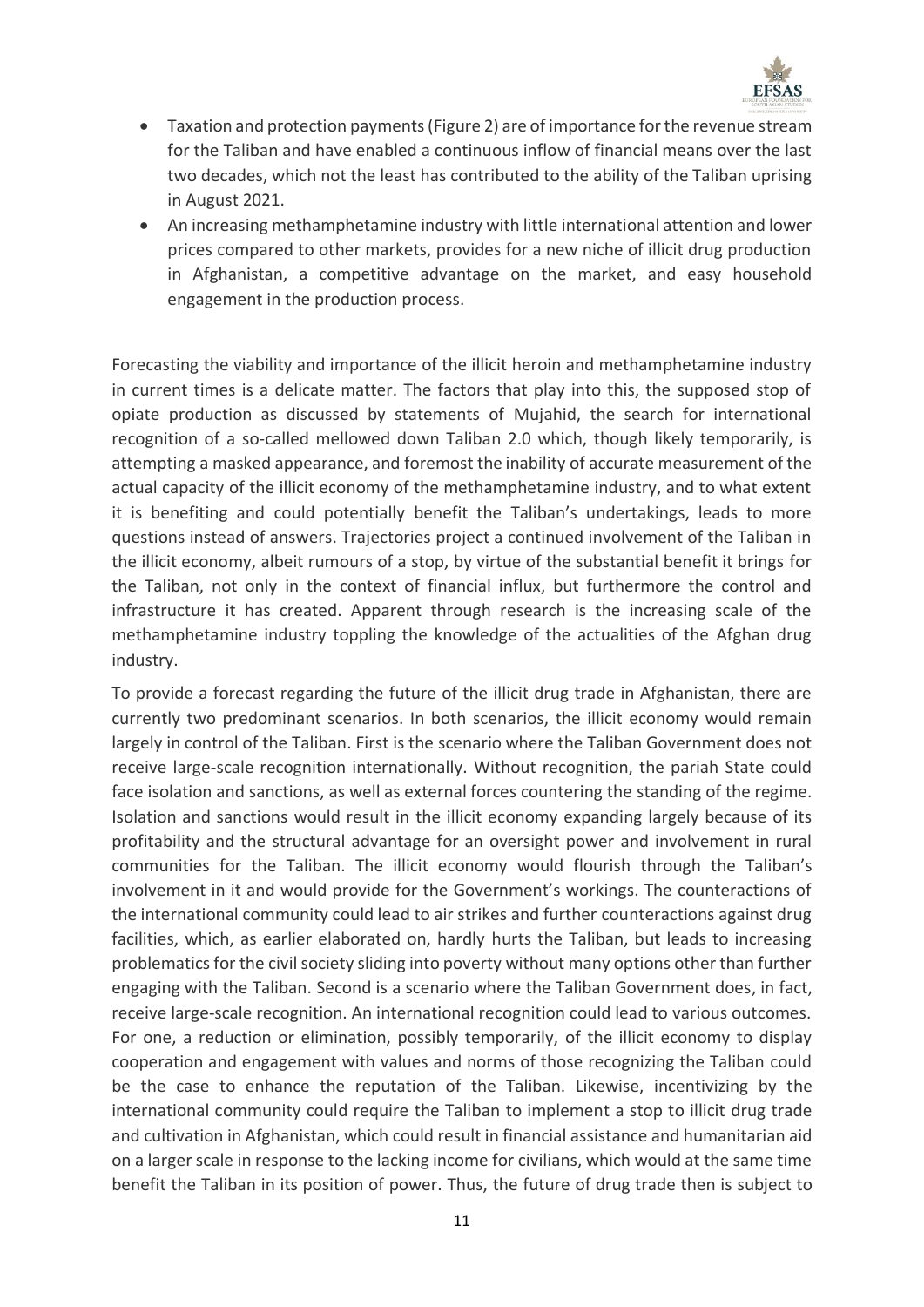- Taxation and protection payments (Figure 2) are of importance for the revenue stream for the Taliban and have enabled a continuous inflow of financial means over the last two decades, which not the least has contributed to the ability of the Taliban uprising in August 2021.
- An increasing methamphetamine industry with little international attention and lower prices compared to other markets, provides for a new niche of illicit drug production in Afghanistan, a competitive advantage on the market, and easy household engagement in the production process.

Forecasting the viability and importance of the illicit heroin and methamphetamine industry in current times is a delicate matter. The factors that play into this, the supposed stop of opiate production as discussed by statements of Mujahid, the search for international recognition of a so-called mellowed down Taliban 2.0 which, though likely temporarily, is attempting a masked appearance, and foremost the inability of accurate measurement of the actual capacity of the illicit economy of the methamphetamine industry, and to what extent it is benefiting and could potentially benefit the Taliban's undertakings, leads to more questions instead of answers. Trajectories project a continued involvement of the Taliban in the illicit economy, albeit rumours of a stop, by virtue of the substantial benefit it brings for the Taliban, not only in the context of financial influx, but furthermore the control and infrastructure it has created. Apparent through research is the increasing scale of the methamphetamine industry toppling the knowledge of the actualities of the Afghan drug industry.

To provide a forecast regarding the future of the illicit drug trade in Afghanistan, there are currently two predominant scenarios. In both scenarios, the illicit economy would remain largely in control of the Taliban. First is the scenario where the Taliban Government does not receive large-scale recognition internationally. Without recognition, the pariah State could face isolation and sanctions, as well as external forces countering the standing of the regime. Isolation and sanctions would result in the illicit economy expanding largely because of its profitability and the structural advantage for an oversight power and involvement in rural communities for the Taliban. The illicit economy would flourish through the Taliban's involvement in it and would provide for the Government's workings. The counteractions of the international community could lead to air strikes and further counteractions against drug facilities, which, as earlier elaborated on, hardly hurts the Taliban, but leads to increasing problematics for the civil society sliding into poverty without many options other than further engaging with the Taliban. Second is a scenario where the Taliban Government does, in fact, receive large-scale recognition. An international recognition could lead to various outcomes. For one, a reduction or elimination, possibly temporarily, of the illicit economy to display cooperation and engagement with values and norms of those recognizing the Taliban could be the case to enhance the reputation of the Taliban. Likewise, incentivizing by the international community could require the Taliban to implement a stop to illicit drug trade and cultivation in Afghanistan, which could result in financial assistance and humanitarian aid on a larger scale in response to the lacking income for civilians, which would at the same time benefit the Taliban in its position of power. Thus, the future of drug trade then is subject to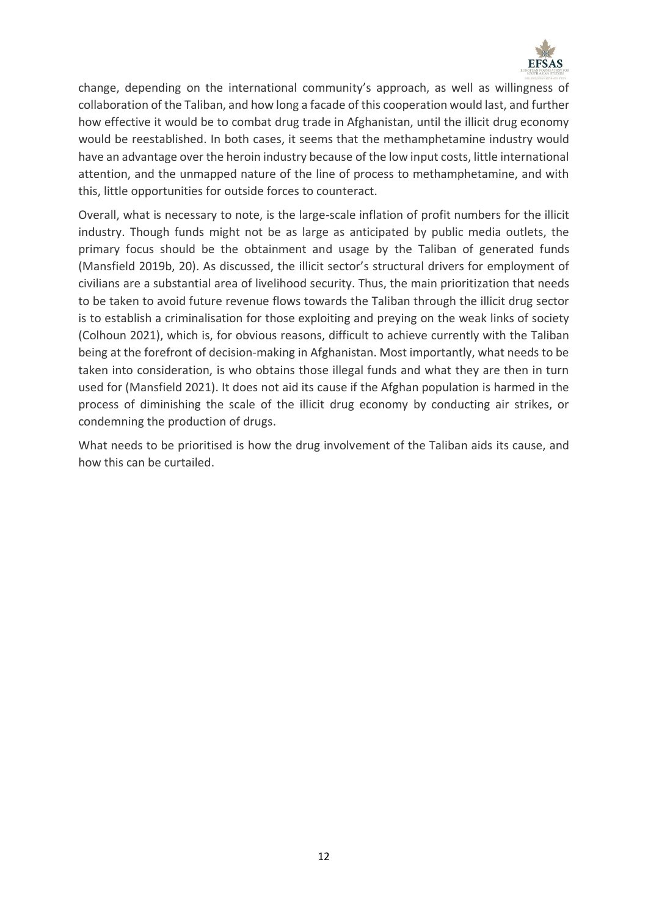change, depending on the international community's approach, as well as willingness of collaboration of the Taliban, and how long a facade of this cooperation would last, and further how effective it would be to combat drug trade in Afghanistan, until the illicit drug economy would be reestablished. In both cases, it seems that the methamphetamine industry would have an advantage over the heroin industry because of the low input costs, little international attention, and the unmapped nature of the line of process to methamphetamine, and with this, little opportunities for outside forces to counteract.

Overall, what is necessary to note, is the large-scale inflation of profit numbers for the illicit industry. Though funds might not be as large as anticipated by public media outlets, the primary focus should be the obtainment and usage by the Taliban of generated funds (Mansfield 2019b, 20). As discussed, the illicit sector's structural drivers for employment of civilians are a substantial area of livelihood security. Thus, the main prioritization that needs to be taken to avoid future revenue flows towards the Taliban through the illicit drug sector is to establish a criminalisation for those exploiting and preying on the weak links of society (Colhoun 2021), which is, for obvious reasons, difficult to achieve currently with the Taliban being at the forefront of decision-making in Afghanistan. Most importantly, what needs to be taken into consideration, is who obtains those illegal funds and what they are then in turn used for (Mansfield 2021). It does not aid its cause if the Afghan population is harmed in the process of diminishing the scale of the illicit drug economy by conducting air strikes, or condemning the production of drugs.

What needs to be prioritised is how the drug involvement of the Taliban aids its cause, and how this can be curtailed.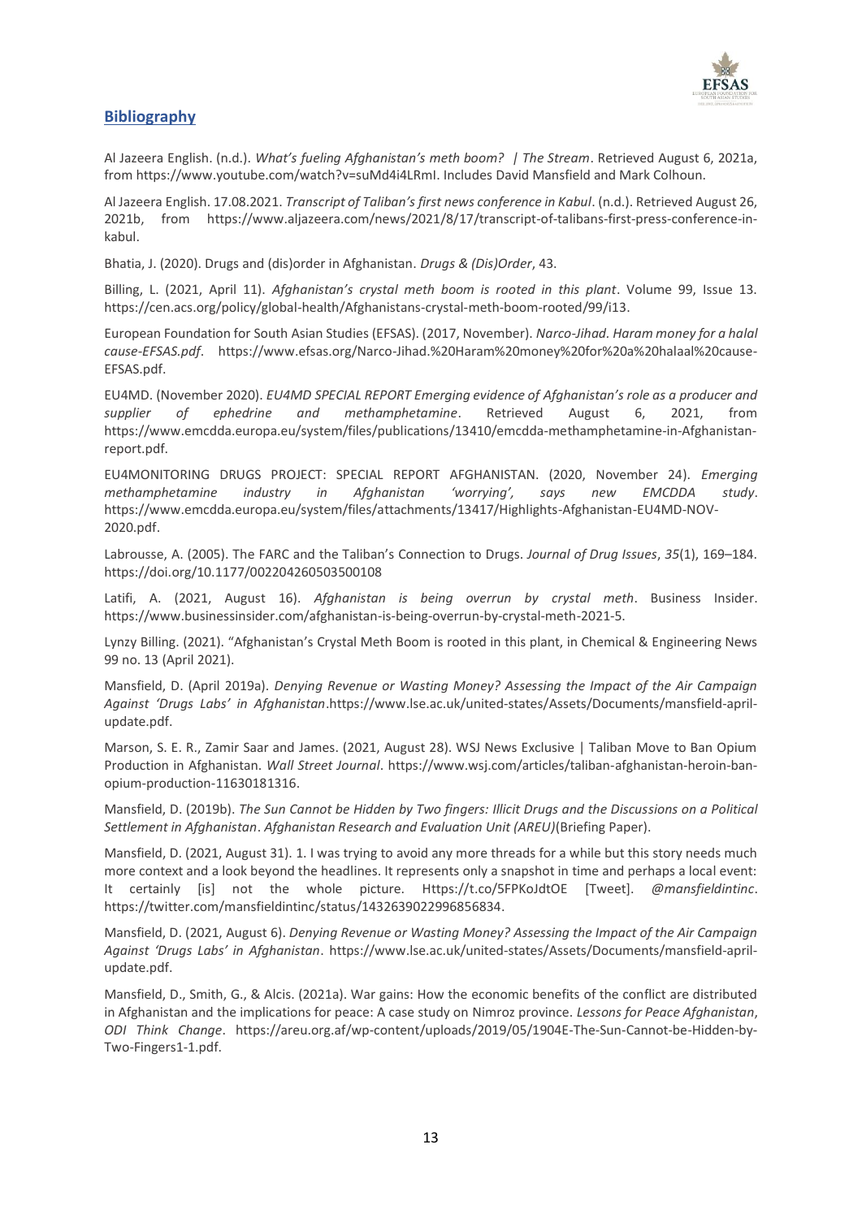## Bibliography

Al Jazeera English. (n.d.). *What's fueling Afghanistan's meth boom? | The Stream*. Retrieved August 6, 2021a, from https://www.youtube.com/watch?v=suMd4i4LRmI. Includes David Mansfield and Mark Colhoun.

Al Jazeera English. 17.08.2021. *Transcript of Taliban's first news conference in Kabul*. (n.d.). Retrieved August 26, 2021b, from https://www.aljazeera.com/news/2021/8/17/transcript-of-talibans-first-press-conference-in-kabul.

Bhatia, J. (2020). Drugs and (dis)order in Afghanistan. *Drugs & (Dis)Order*, 43.

Billing, L. (2021, April 11). *Afghanistan's crystal meth boom is rooted in this plant*. Volume 99, Issue 13. https://cen.acs.org/policy/global-health/Afghanistans-crystal-meth-boom-rooted/99/i13.

European Foundation for South Asian Studies (EFSAS). (2017, November). *Narco-Jihad. Haram money for a halal cause-EFSAS.pdf*. https://www.efsas.org/Narco-Jihad.%20Haram%20money%20for%20a%20halaal%20cause-EFSAS.pdf.

EU4MD. (November 2020). *EU4MD SPECIAL REPORT Emerging evidence of Afghanistan's role as a producer and supplier of ephedrine and methamphetamine*. Retrieved August 6, 2021, from https://www.emcdda.europa.eu/system/files/publications/13410/emcdda-methamphetamine-in-Afghanistan-report.pdf.

EU4MONITORING DRUGS PROJECT: SPECIAL REPORT AFGHANISTAN. (2020, November 24). *Emerging methamphetamine industry in Afghanistan 'worrying', says new EMCDDA study*. https://www.emcdda.europa.eu/system/files/attachments/13417/Highlights-Afghanistan-EU4MD-NOV-2020.pdf.

Labrousse, A. (2005). The FARC and the Taliban's Connection to Drugs. *Journal of Drug Issues*, *35*(1), 169–184. https://doi.org/10.1177/002204260503500108

Latifi, A. (2021, August 16). *Afghanistan is being overrun by crystal meth*. Business Insider. https://www.businessinsider.com/afghanistan-is-being-overrun-by-crystal-meth-2021-5.

Lynzy Billing. (2021). "Afghanistan's Crystal Meth Boom is rooted in this plant, in Chemical & Engineering News 99 no. 13 (April 2021).

Mansfield, D. (April 2019a). *Denying Revenue or Wasting Money? Assessing the Impact of the Air Campaign Against 'Drugs Labs' in Afghanistan*.https://www.lse.ac.uk/united-states/Assets/Documents/mansfield-april-update.pdf.

Marson, S. E. R., Zamir Saar and James. (2021, August 28). WSJ News Exclusive | Taliban Move to Ban Opium Production in Afghanistan. *Wall Street Journal*. https://www.wsj.com/articles/taliban-afghanistan-heroin-ban-opium-production-11630181316.

Mansfield, D. (2019b). *The Sun Cannot be Hidden by Two fingers: Illicit Drugs and the Discussions on a Political Settlement in Afghanistan*. *Afghanistan Research and Evaluation Unit (AREU)*(Briefing Paper).

Mansfield, D. (2021, August 31). 1. I was trying to avoid any more threads for a while but this story needs much more context and a look beyond the headlines. It represents only a snapshot in time and perhaps a local event: It certainly [is] not the whole picture. Https://t.co/5FPKoJdtOE [Tweet]. *@mansfieldintinc*. https://twitter.com/mansfieldintinc/status/1432639022996856834.

Mansfield, D. (2021, August 6). *Denying Revenue or Wasting Money? Assessing the Impact of the Air Campaign Against 'Drugs Labs' in Afghanistan*. https://www.lse.ac.uk/united-states/Assets/Documents/mansfield-april-update.pdf.

Mansfield, D., Smith, G., & Alcis. (2021a). War gains: How the economic benefits of the conflict are distributed in Afghanistan and the implications for peace: A case study on Nimroz province. *Lessons for Peace Afghanistan*, *ODI Think Change*. https://areu.org.af/wp-content/uploads/2019/05/1904E-The-Sun-Cannot-be-Hidden-by-Two-Fingers1-1.pdf.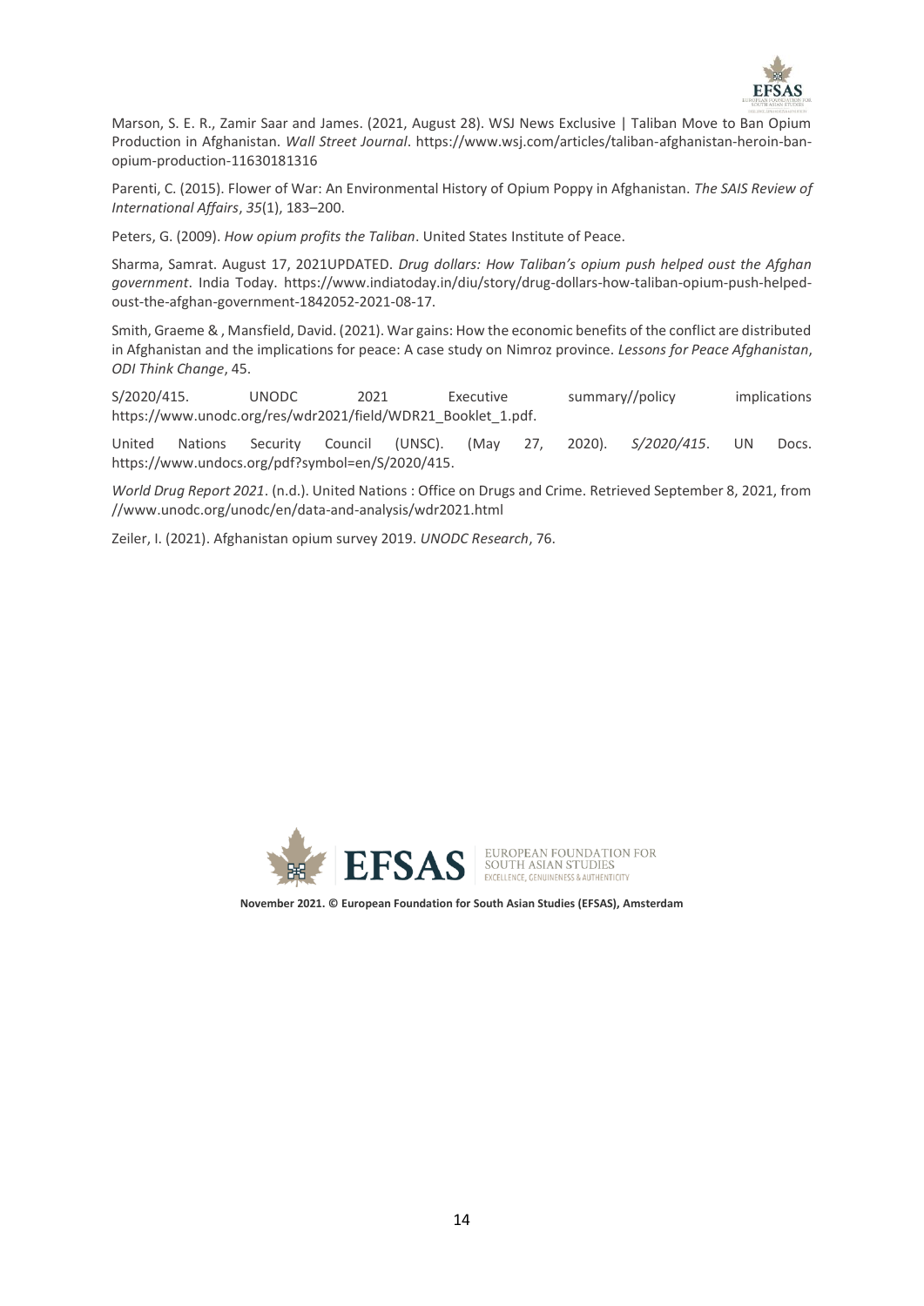Marson, S. E. R., Zamir Saar and James. (2021, August 28). WSJ News Exclusive | Taliban Move to Ban Opium Production in Afghanistan. *Wall Street Journal*. https://www.wsj.com/articles/taliban-afghanistan-heroin-ban-opium-production-11630181316

Parenti, C. (2015). Flower of War: An Environmental History of Opium Poppy in Afghanistan. *The SAIS Review of International Affairs*, *35*(1), 183–200.

Peters, G. (2009). *How opium profits the Taliban*. United States Institute of Peace.

Sharma, Samrat. August 17, 2021UPDATED. *Drug dollars: How Taliban's opium push helped oust the Afghan government*. India Today. https://www.indiatoday.in/diu/story/drug-dollars-how-taliban-opium-push-helped-oust-the-afghan-government-1842052-2021-08-17.

Smith, Graeme & , Mansfield, David. (2021). War gains: How the economic benefits of the conflict are distributed in Afghanistan and the implications for peace: A case study on Nimroz province. *Lessons for Peace Afghanistan*, *ODI Think Change*, 45.

S/2020/415. UNODC 2021 Executive summary//policy implications https://www.unodc.org/res/wdr2021/field/WDR21_Booklet_1.pdf.

United Nations Security Council (UNSC). (May 27, 2020). *S/2020/415*. UN Docs. https://www.undocs.org/pdf?symbol=en/S/2020/415.

*World Drug Report 2021*. (n.d.). United Nations : Office on Drugs and Crime. Retrieved September 8, 2021, from //www.unodc.org/unodc/en/data-and-analysis/wdr2021.html

Zeiler, I. (2021). Afghanistan opium survey 2019. *UNODC Research*, 76.

EFSAS EUROPEAN FOUNDATION FOR SOUTH ASIAN STUDIES EXCELLENCE, GENUINENESS & AUTHENTICITY

**November 2021. © European Foundation for South Asian Studies (EFSAS), Amsterdam**